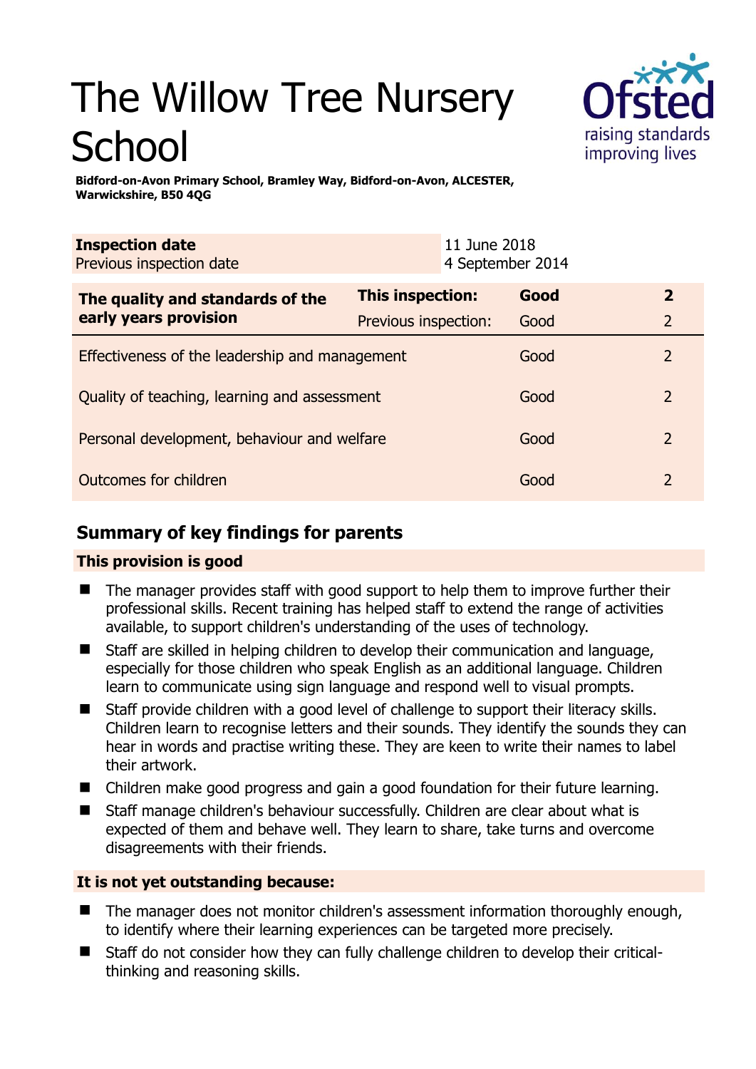# The Willow Tree Nursery School

**Bidford-on-Avon Primary School, Bramley Way, Bidford-on-Avon, ALCESTER, Warwickshire, B50 4QG**

| **Inspection date** | 11 June 2018 |
|---|---|
| Previous inspection date | 4 September 2014 |

| **The quality and standards of the early years provision** | **This inspection:** | **Good** | **2** |
|---|---|---|---|
| | Previous inspection: | Good | 2 |
| Effectiveness of the leadership and management | | Good | 2 |
| Quality of teaching, learning and assessment | | Good | 2 |
| Personal development, behaviour and welfare | | Good | 2 |
| Outcomes for children | | Good | 2 |

## Summary of key findings for parents

### This provision is good

- The manager provides staff with good support to help them to improve further their professional skills. Recent training has helped staff to extend the range of activities available, to support children's understanding of the uses of technology.
- Staff are skilled in helping children to develop their communication and language, especially for those children who speak English as an additional language. Children learn to communicate using sign language and respond well to visual prompts.
- Staff provide children with a good level of challenge to support their literacy skills. Children learn to recognise letters and their sounds. They identify the sounds they can hear in words and practise writing these. They are keen to write their names to label their artwork.
- Children make good progress and gain a good foundation for their future learning.
- Staff manage children's behaviour successfully. Children are clear about what is expected of them and behave well. They learn to share, take turns and overcome disagreements with their friends.

### It is not yet outstanding because:

- The manager does not monitor children's assessment information thoroughly enough, to identify where their learning experiences can be targeted more precisely.
- Staff do not consider how they can fully challenge children to develop their critical-thinking and reasoning skills.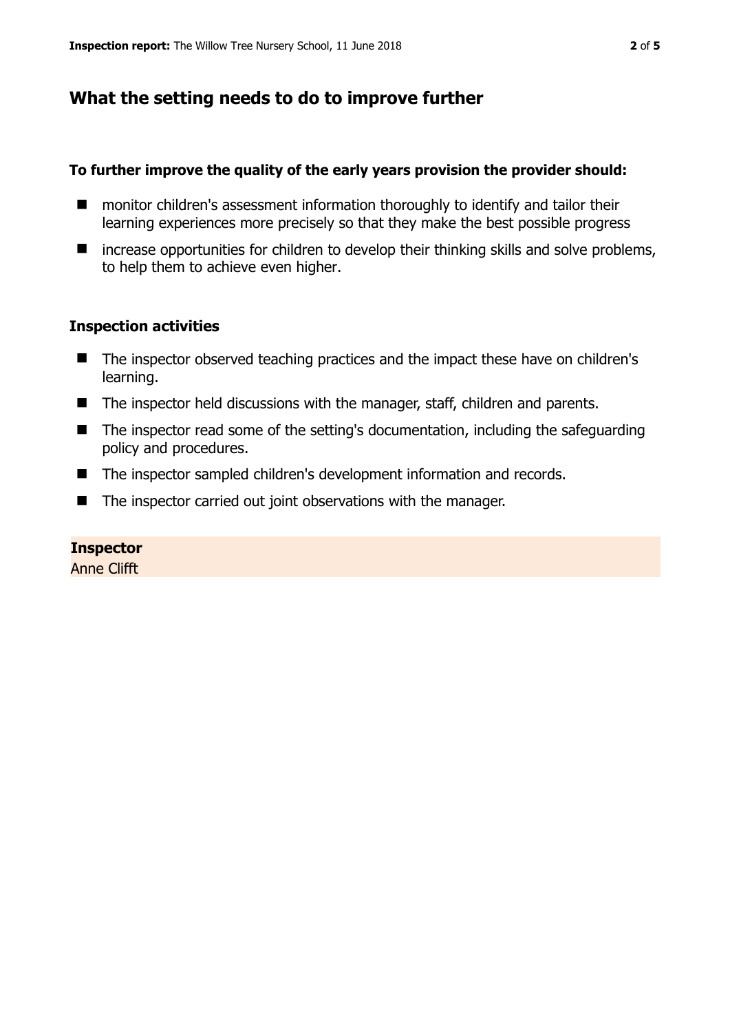## What the setting needs to do to improve further

**To further improve the quality of the early years provision the provider should:**

- monitor children's assessment information thoroughly to identify and tailor their learning experiences more precisely so that they make the best possible progress
- increase opportunities for children to develop their thinking skills and solve problems, to help them to achieve even higher.

### Inspection activities

- The inspector observed teaching practices and the impact these have on children's learning.
- The inspector held discussions with the manager, staff, children and parents.
- The inspector read some of the setting's documentation, including the safeguarding policy and procedures.
- The inspector sampled children's development information and records.
- The inspector carried out joint observations with the manager.

**Inspector**
Anne Clifft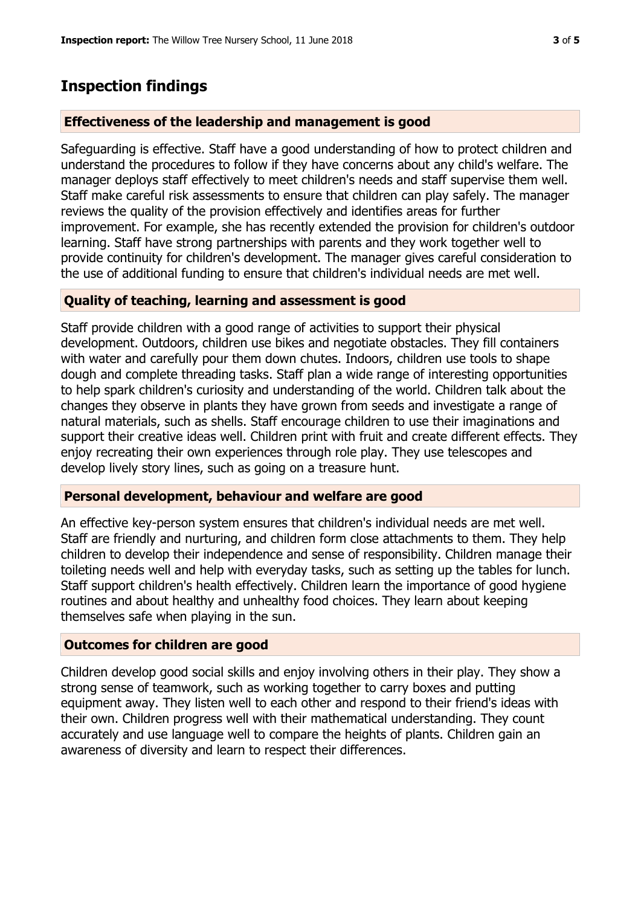## Inspection findings

### Effectiveness of the leadership and management is good

Safeguarding is effective. Staff have a good understanding of how to protect children and understand the procedures to follow if they have concerns about any child's welfare. The manager deploys staff effectively to meet children's needs and staff supervise them well. Staff make careful risk assessments to ensure that children can play safely. The manager reviews the quality of the provision effectively and identifies areas for further improvement. For example, she has recently extended the provision for children's outdoor learning. Staff have strong partnerships with parents and they work together well to provide continuity for children's development. The manager gives careful consideration to the use of additional funding to ensure that children's individual needs are met well.

### Quality of teaching, learning and assessment is good

Staff provide children with a good range of activities to support their physical development. Outdoors, children use bikes and negotiate obstacles. They fill containers with water and carefully pour them down chutes. Indoors, children use tools to shape dough and complete threading tasks. Staff plan a wide range of interesting opportunities to help spark children's curiosity and understanding of the world. Children talk about the changes they observe in plants they have grown from seeds and investigate a range of natural materials, such as shells. Staff encourage children to use their imaginations and support their creative ideas well. Children print with fruit and create different effects. They enjoy recreating their own experiences through role play. They use telescopes and develop lively story lines, such as going on a treasure hunt.

### Personal development, behaviour and welfare are good

An effective key-person system ensures that children's individual needs are met well. Staff are friendly and nurturing, and children form close attachments to them. They help children to develop their independence and sense of responsibility. Children manage their toileting needs well and help with everyday tasks, such as setting up the tables for lunch. Staff support children's health effectively. Children learn the importance of good hygiene routines and about healthy and unhealthy food choices. They learn about keeping themselves safe when playing in the sun.

### Outcomes for children are good

Children develop good social skills and enjoy involving others in their play. They show a strong sense of teamwork, such as working together to carry boxes and putting equipment away. They listen well to each other and respond to their friend's ideas with their own. Children progress well with their mathematical understanding. They count accurately and use language well to compare the heights of plants. Children gain an awareness of diversity and learn to respect their differences.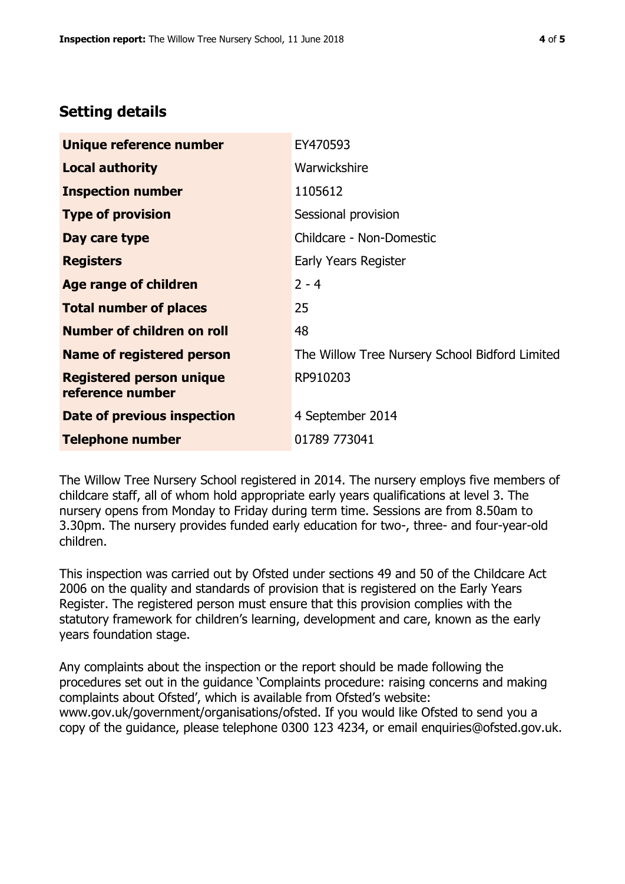## Setting details

| | |
|---|---|
| **Unique reference number** | EY470593 |
| **Local authority** | Warwickshire |
| **Inspection number** | 1105612 |
| **Type of provision** | Sessional provision |
| **Day care type** | Childcare - Non-Domestic |
| **Registers** | Early Years Register |
| **Age range of children** | 2 - 4 |
| **Total number of places** | 25 |
| **Number of children on roll** | 48 |
| **Name of registered person** | The Willow Tree Nursery School Bidford Limited |
| **Registered person unique reference number** | RP910203 |
| **Date of previous inspection** | 4 September 2014 |
| **Telephone number** | 01789 773041 |

The Willow Tree Nursery School registered in 2014. The nursery employs five members of childcare staff, all of whom hold appropriate early years qualifications at level 3. The nursery opens from Monday to Friday during term time. Sessions are from 8.50am to 3.30pm. The nursery provides funded early education for two-, three- and four-year-old children.

This inspection was carried out by Ofsted under sections 49 and 50 of the Childcare Act 2006 on the quality and standards of provision that is registered on the Early Years Register. The registered person must ensure that this provision complies with the statutory framework for children's learning, development and care, known as the early years foundation stage.

Any complaints about the inspection or the report should be made following the procedures set out in the guidance 'Complaints procedure: raising concerns and making complaints about Ofsted', which is available from Ofsted's website: www.gov.uk/government/organisations/ofsted. If you would like Ofsted to send you a copy of the guidance, please telephone 0300 123 4234, or email enquiries@ofsted.gov.uk.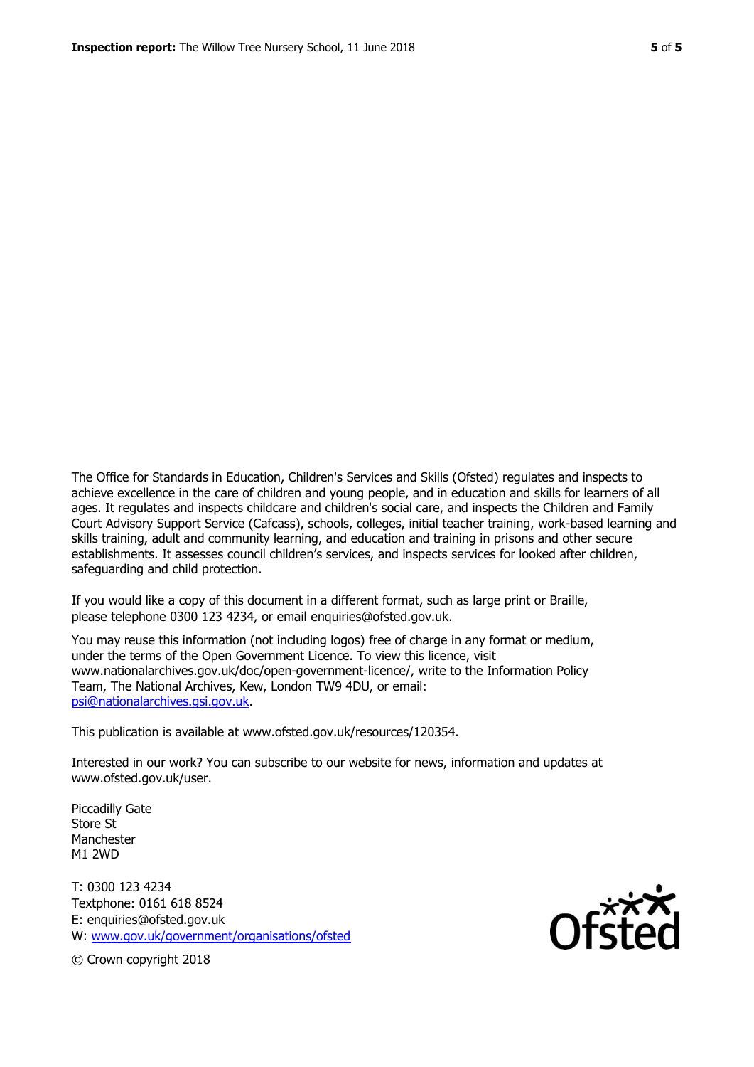The Office for Standards in Education, Children's Services and Skills (Ofsted) regulates and inspects to achieve excellence in the care of children and young people, and in education and skills for learners of all ages. It regulates and inspects childcare and children's social care, and inspects the Children and Family Court Advisory Support Service (Cafcass), schools, colleges, initial teacher training, work-based learning and skills training, adult and community learning, and education and training in prisons and other secure establishments. It assesses council children's services, and inspects services for looked after children, safeguarding and child protection.

If you would like a copy of this document in a different format, such as large print or Braille, please telephone 0300 123 4234, or email enquiries@ofsted.gov.uk.

You may reuse this information (not including logos) free of charge in any format or medium, under the terms of the Open Government Licence. To view this licence, visit www.nationalarchives.gov.uk/doc/open-government-licence/, write to the Information Policy Team, The National Archives, Kew, London TW9 4DU, or email: psi@nationalarchives.gsi.gov.uk.

This publication is available at www.ofsted.gov.uk/resources/120354.

Interested in our work? You can subscribe to our website for news, information and updates at www.ofsted.gov.uk/user.

Piccadilly Gate
Store St
Manchester
M1 2WD

T: 0300 123 4234
Textphone: 0161 618 8524
E: enquiries@ofsted.gov.uk
W: www.gov.uk/government/organisations/ofsted

© Crown copyright 2018

Ofsted